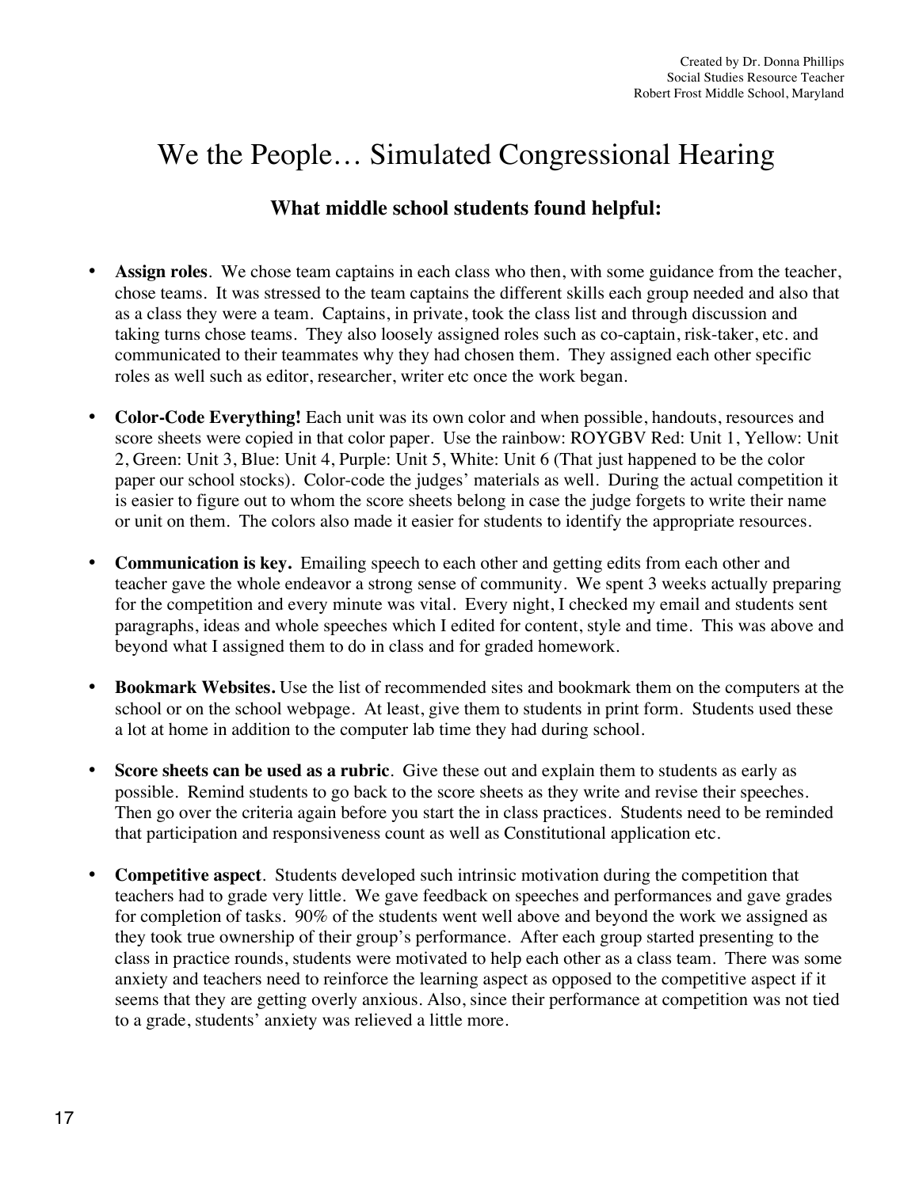Created by Dr. Donna Phillips
Social Studies Resource Teacher
Robert Frost Middle School, Maryland

# We the People… Simulated Congressional Hearing

## What middle school students found helpful:

- **Assign roles**. We chose team captains in each class who then, with some guidance from the teacher, chose teams. It was stressed to the team captains the different skills each group needed and also that as a class they were a team. Captains, in private, took the class list and through discussion and taking turns chose teams. They also loosely assigned roles such as co-captain, risk-taker, etc. and communicated to their teammates why they had chosen them. They assigned each other specific roles as well such as editor, researcher, writer etc once the work began.

- **Color-Code Everything!** Each unit was its own color and when possible, handouts, resources and score sheets were copied in that color paper. Use the rainbow: ROYGBV Red: Unit 1, Yellow: Unit 2, Green: Unit 3, Blue: Unit 4, Purple: Unit 5, White: Unit 6 (That just happened to be the color paper our school stocks). Color-code the judges' materials as well. During the actual competition it is easier to figure out to whom the score sheets belong in case the judge forgets to write their name or unit on them. The colors also made it easier for students to identify the appropriate resources.

- **Communication is key.** Emailing speech to each other and getting edits from each other and teacher gave the whole endeavor a strong sense of community. We spent 3 weeks actually preparing for the competition and every minute was vital. Every night, I checked my email and students sent paragraphs, ideas and whole speeches which I edited for content, style and time. This was above and beyond what I assigned them to do in class and for graded homework.

- **Bookmark Websites.** Use the list of recommended sites and bookmark them on the computers at the school or on the school webpage. At least, give them to students in print form. Students used these a lot at home in addition to the computer lab time they had during school.

- **Score sheets can be used as a rubric**. Give these out and explain them to students as early as possible. Remind students to go back to the score sheets as they write and revise their speeches. Then go over the criteria again before you start the in class practices. Students need to be reminded that participation and responsiveness count as well as Constitutional application etc.

- **Competitive aspect**. Students developed such intrinsic motivation during the competition that teachers had to grade very little. We gave feedback on speeches and performances and gave grades for completion of tasks. 90% of the students went well above and beyond the work we assigned as they took true ownership of their group's performance. After each group started presenting to the class in practice rounds, students were motivated to help each other as a class team. There was some anxiety and teachers need to reinforce the learning aspect as opposed to the competitive aspect if it seems that they are getting overly anxious. Also, since their performance at competition was not tied to a grade, students' anxiety was relieved a little more.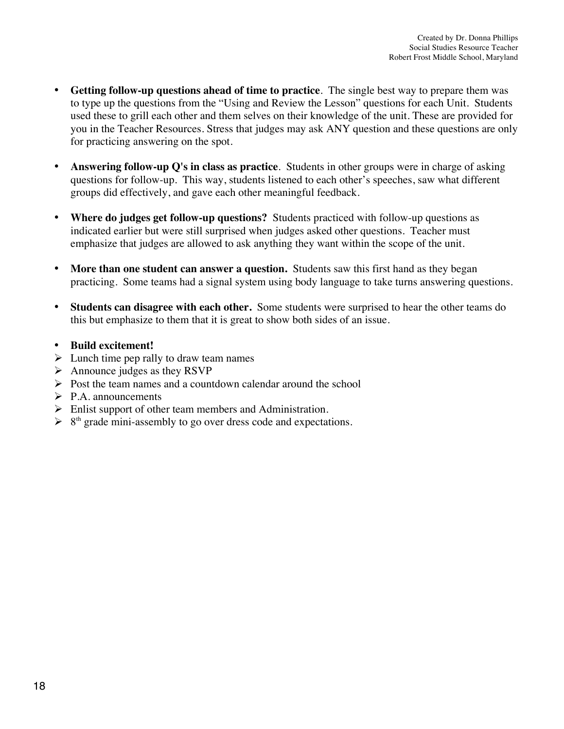- **Getting follow-up questions ahead of time to practice**. The single best way to prepare them was to type up the questions from the "Using and Review the Lesson" questions for each Unit. Students used these to grill each other and them selves on their knowledge of the unit. These are provided for you in the Teacher Resources. Stress that judges may ask ANY question and these questions are only for practicing answering on the spot.

- **Answering follow-up Q's in class as practice**. Students in other groups were in charge of asking questions for follow-up. This way, students listened to each other's speeches, saw what different groups did effectively, and gave each other meaningful feedback.

- **Where do judges get follow-up questions?** Students practiced with follow-up questions as indicated earlier but were still surprised when judges asked other questions. Teacher must emphasize that judges are allowed to ask anything they want within the scope of the unit.

- **More than one student can answer a question.** Students saw this first hand as they began practicing. Some teams had a signal system using body language to take turns answering questions.

- **Students can disagree with each other.** Some students were surprised to hear the other teams do this but emphasize to them that it is great to show both sides of an issue.

- **Build excitement!**
  - Lunch time pep rally to draw team names
  - Announce judges as they RSVP
  - Post the team names and a countdown calendar around the school
  - P.A. announcements
  - Enlist support of other team members and Administration.
  - 8th grade mini-assembly to go over dress code and expectations.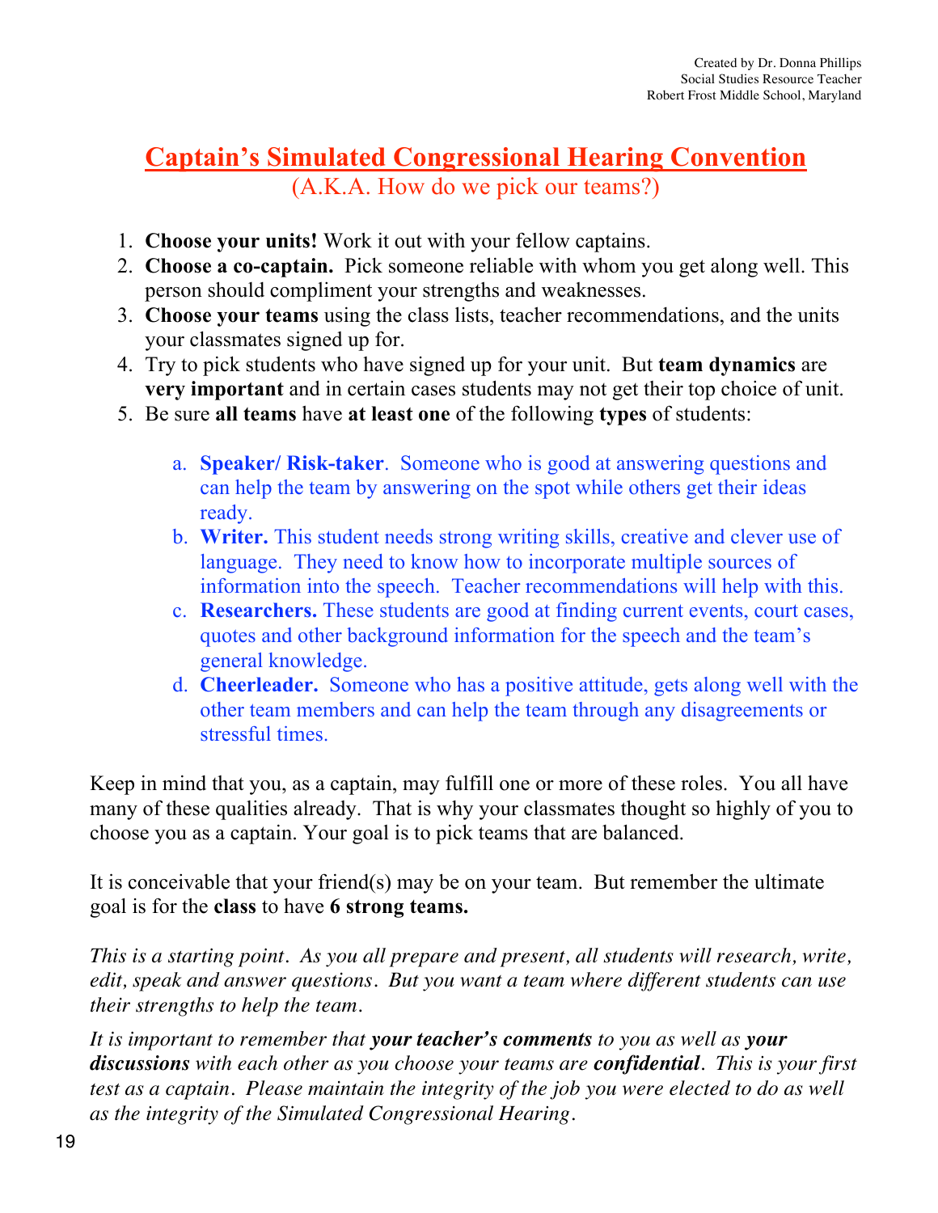Created by Dr. Donna Phillips
Social Studies Resource Teacher
Robert Frost Middle School, Maryland

# Captain's Simulated Congressional Hearing Convention

(A.K.A. How do we pick our teams?)

1. **Choose your units!** Work it out with your fellow captains.
2. **Choose a co-captain.** Pick someone reliable with whom you get along well. This person should compliment your strengths and weaknesses.
3. **Choose your teams** using the class lists, teacher recommendations, and the units your classmates signed up for.
4. Try to pick students who have signed up for your unit. But **team dynamics** are **very important** and in certain cases students may not get their top choice of unit.
5. Be sure **all teams** have **at least one** of the following **types** of students:

    a. **Speaker/ Risk-taker**. Someone who is good at answering questions and can help the team by answering on the spot while others get their ideas ready.
    b. **Writer.** This student needs strong writing skills, creative and clever use of language. They need to know how to incorporate multiple sources of information into the speech. Teacher recommendations will help with this.
    c. **Researchers.** These students are good at finding current events, court cases, quotes and other background information for the speech and the team's general knowledge.
    d. **Cheerleader.** Someone who has a positive attitude, gets along well with the other team members and can help the team through any disagreements or stressful times.

Keep in mind that you, as a captain, may fulfill one or more of these roles. You all have many of these qualities already. That is why your classmates thought so highly of you to choose you as a captain. Your goal is to pick teams that are balanced.

It is conceivable that your friend(s) may be on your team. But remember the ultimate goal is for the **class** to have **6 strong teams.**

*This is a starting point. As you all prepare and present, all students will research, write, edit, speak and answer questions. But you want a team where different students can use their strengths to help the team.*

*It is important to remember that **your teacher's comments** to you as well as **your discussions** with each other as you choose your teams are **confidential**. This is your first test as a captain. Please maintain the integrity of the job you were elected to do as well as the integrity of the Simulated Congressional Hearing.*